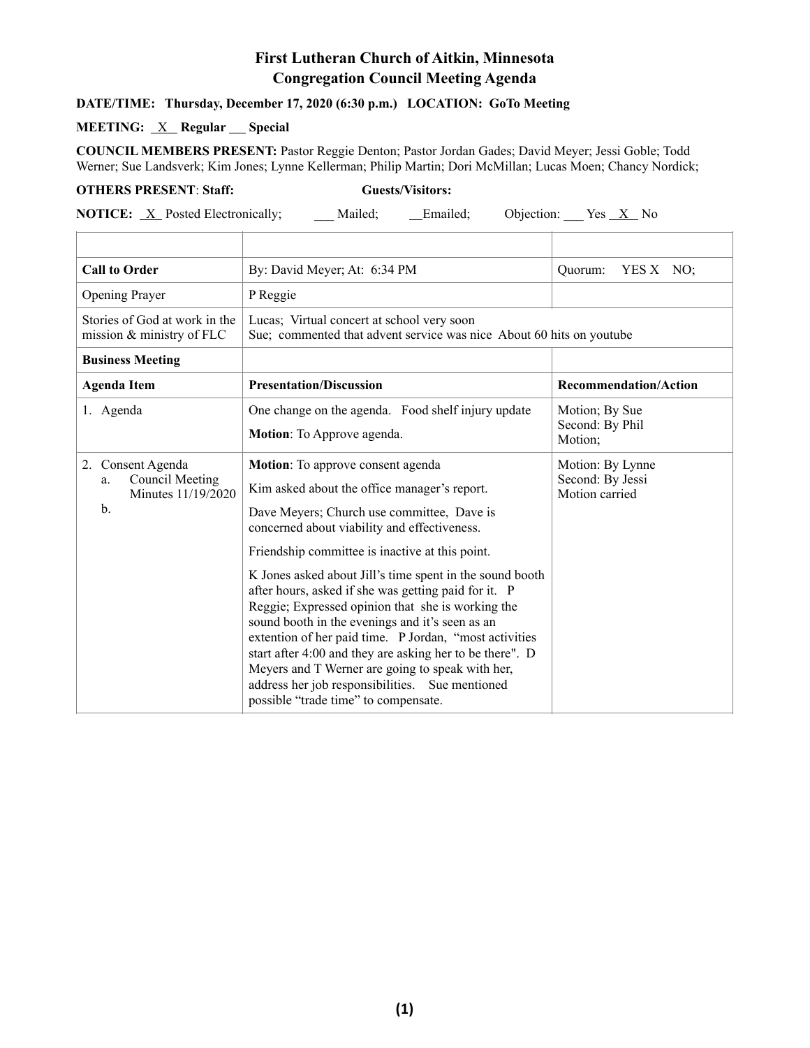# First Lutheran Church of Aitkin, Minnesota
## Congregation Council Meeting Agenda

**DATE/TIME: Thursday, December 17, 2020 (6:30 p.m.) LOCATION: GoTo Meeting**

**MEETING: X Regular ___ Special**

**COUNCIL MEMBERS PRESENT:** Pastor Reggie Denton; Pastor Jordan Gades; David Meyer; Jessi Goble; Todd Werner; Sue Landsverk; Kim Jones; Lynne Kellerman; Philip Martin; Dori McMillan; Lucas Moen; Chancy Nordick;

**OTHERS PRESENT**: **Staff:** **Guests/Visitors:**

**NOTICE:** X Posted Electronically; ___ Mailed; __Emailed; Objection: ___ Yes X No

| | | |
|---|---|---|
| **Call to Order** | By: David Meyer; At: 6:34 PM | Quorum: YES X NO; |
| Opening Prayer | P Reggie | |
| Stories of God at work in the mission & ministry of FLC | Lucas; Virtual concert at school very soon<br>Sue; commented that advent service was nice About 60 hits on youtube | |
| **Business Meeting** | | |
| **Agenda Item** | **Presentation/Discussion** | **Recommendation/Action** |
| 1. Agenda | One change on the agenda. Food shelf injury update<br>**Motion**: To Approve agenda. | Motion; By Sue<br>Second: By Phil<br>Motion; |
| 2. Consent Agenda<br>a. Council Meeting Minutes 11/19/2020<br>b. | **Motion**: To approve consent agenda<br>Kim asked about the office manager's report.<br>Dave Meyers; Church use committee, Dave is concerned about viability and effectiveness.<br>Friendship committee is inactive at this point.<br>K Jones asked about Jill's time spent in the sound booth after hours, asked if she was getting paid for it. P Reggie; Expressed opinion that she is working the sound booth in the evenings and it's seen as an extention of her paid time. P Jordan, "most activities start after 4:00 and they are asking her to be there". D Meyers and T Werner are going to speak with her, address her job responsibilities. Sue mentioned possible "trade time" to compensate. | Motion: By Lynne<br>Second: By Jessi<br>Motion carried |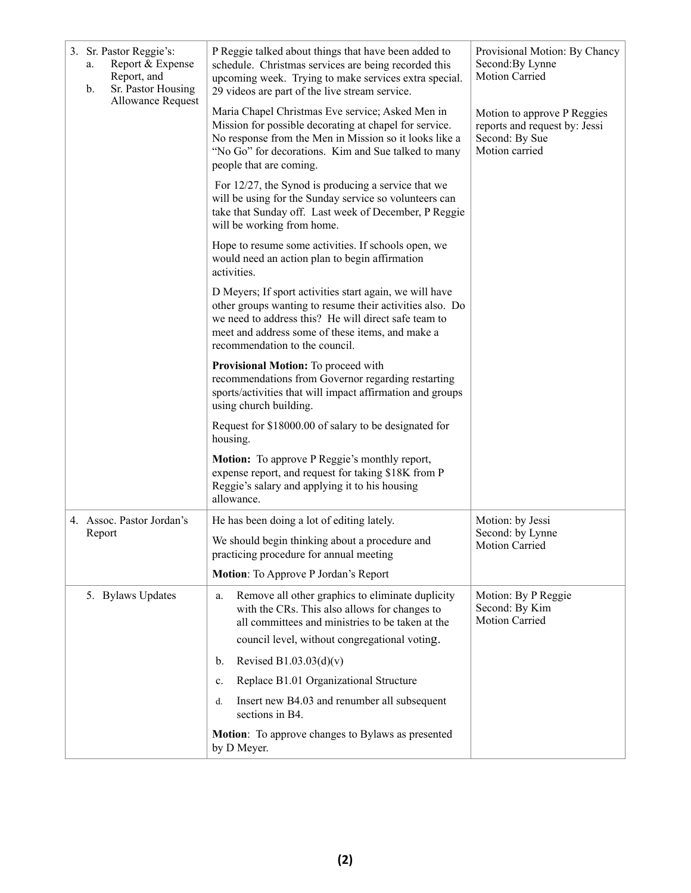| | | |
|---|---|---|
| 3. Sr. Pastor Reggie's:<br>a. Report & Expense Report, and<br>b. Sr. Pastor Housing Allowance Request | P Reggie talked about things that have been added to schedule. Christmas services are being recorded this upcoming week. Trying to make services extra special. 29 videos are part of the live stream service.<br><br>Maria Chapel Christmas Eve service; Asked Men in Mission for possible decorating at chapel for service. No response from the Men in Mission so it looks like a "No Go" for decorations. Kim and Sue talked to many people that are coming.<br><br>For 12/27, the Synod is producing a service that we will be using for the Sunday service so volunteers can take that Sunday off. Last week of December, P Reggie will be working from home.<br><br>Hope to resume some activities. If schools open, we would need an action plan to begin affirmation activities.<br><br>D Meyers; If sport activities start again, we will have other groups wanting to resume their activities also. Do we need to address this? He will direct safe team to meet and address some of these items, and make a recommendation to the council.<br><br>**Provisional Motion:** To proceed with recommendations from Governor regarding restarting sports/activities that will impact affirmation and groups using church building.<br><br>Request for $18000.00 of salary to be designated for housing.<br><br>**Motion:** To approve P Reggie's monthly report, expense report, and request for taking $18K from P Reggie's salary and applying it to his housing allowance. | Provisional Motion: By Chancy<br>Second:By Lynne<br>Motion Carried<br><br>Motion to approve P Reggies reports and request by: Jessi<br>Second: By Sue<br>Motion carried |
| 4. Assoc. Pastor Jordan's Report | He has been doing a lot of editing lately.<br><br>We should begin thinking about a procedure and practicing procedure for annual meeting<br><br>**Motion**: To Approve P Jordan's Report | Motion: by Jessi<br>Second: by Lynne<br>Motion Carried |
| 5. Bylaws Updates | a. Remove all other graphics to eliminate duplicity with the CRs. This also allows for changes to all committees and ministries to be taken at the council level, without congregational voting.<br>b. Revised B1.03.03(d)(v)<br>c. Replace B1.01 Organizational Structure<br>d. Insert new B4.03 and renumber all subsequent sections in B4.<br><br>**Motion**: To approve changes to Bylaws as presented by D Meyer. | Motion: By P Reggie<br>Second: By Kim<br>Motion Carried |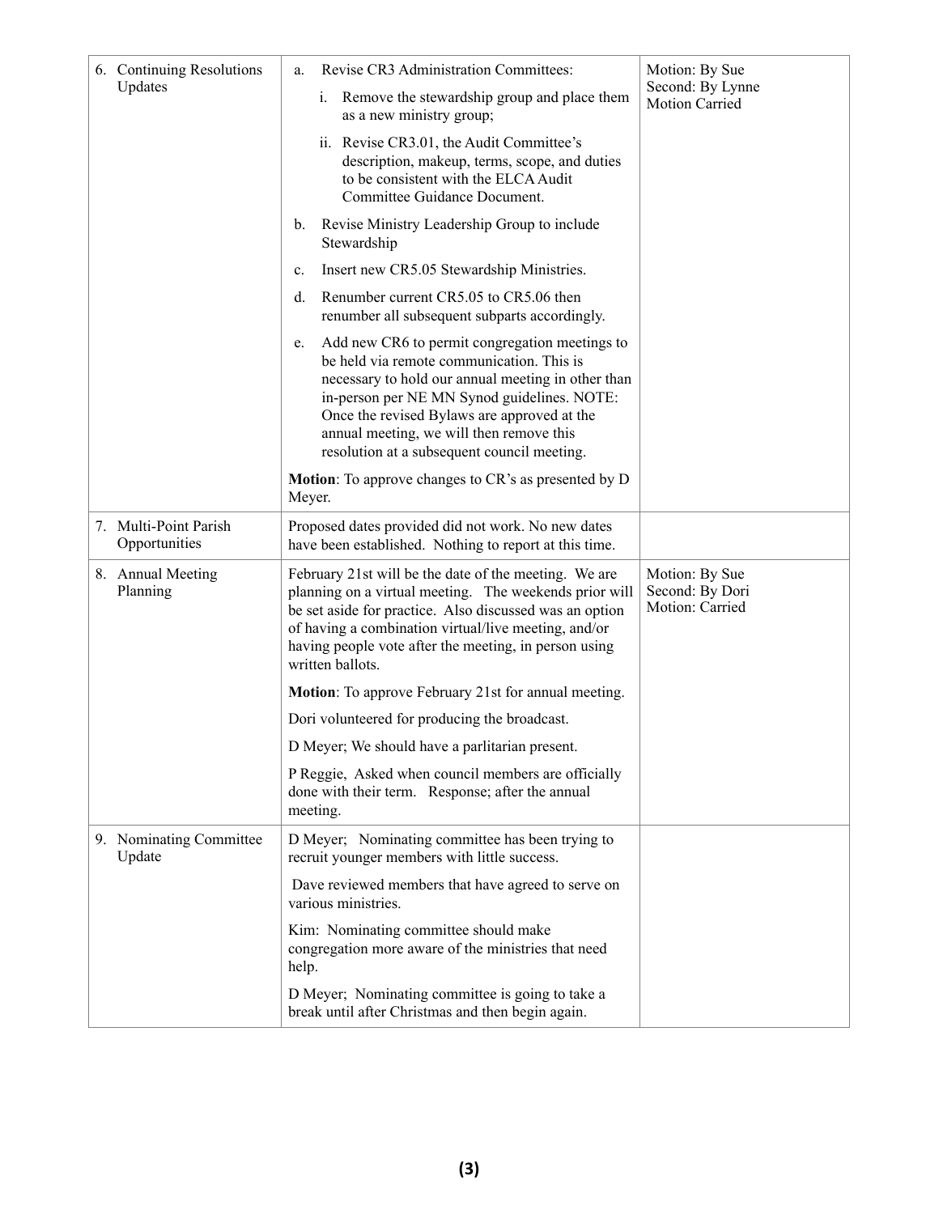| | | |
|---|---|---|
| 6. Continuing Resolutions Updates | a. Revise CR3 Administration Committees:<br>i. Remove the stewardship group and place them as a new ministry group;<br>ii. Revise CR3.01, the Audit Committee's description, makeup, terms, scope, and duties to be consistent with the ELCA Audit Committee Guidance Document.<br>b. Revise Ministry Leadership Group to include Stewardship<br>c. Insert new CR5.05 Stewardship Ministries.<br>d. Renumber current CR5.05 to CR5.06 then renumber all subsequent subparts accordingly.<br>e. Add new CR6 to permit congregation meetings to be held via remote communication. This is necessary to hold our annual meeting in other than in-person per NE MN Synod guidelines. NOTE: Once the revised Bylaws are approved at the annual meeting, we will then remove this resolution at a subsequent council meeting.<br>**Motion**: To approve changes to CR's as presented by D Meyer. | Motion: By Sue<br>Second: By Lynne<br>Motion Carried |
| 7. Multi-Point Parish Opportunities | Proposed dates provided did not work. No new dates have been established. Nothing to report at this time. | |
| 8. Annual Meeting Planning | February 21st will be the date of the meeting. We are planning on a virtual meeting. The weekends prior will be set aside for practice. Also discussed was an option of having a combination virtual/live meeting, and/or having people vote after the meeting, in person using written ballots.<br>**Motion**: To approve February 21st for annual meeting.<br>Dori volunteered for producing the broadcast.<br>D Meyer; We should have a parlitarian present.<br>P Reggie, Asked when council members are officially done with their term. Response; after the annual meeting. | Motion: By Sue<br>Second: By Dori<br>Motion: Carried |
| 9. Nominating Committee Update | D Meyer; Nominating committee has been trying to recruit younger members with little success.<br>Dave reviewed members that have agreed to serve on various ministries.<br>Kim: Nominating committee should make congregation more aware of the ministries that need help.<br>D Meyer; Nominating committee is going to take a break until after Christmas and then begin again. | |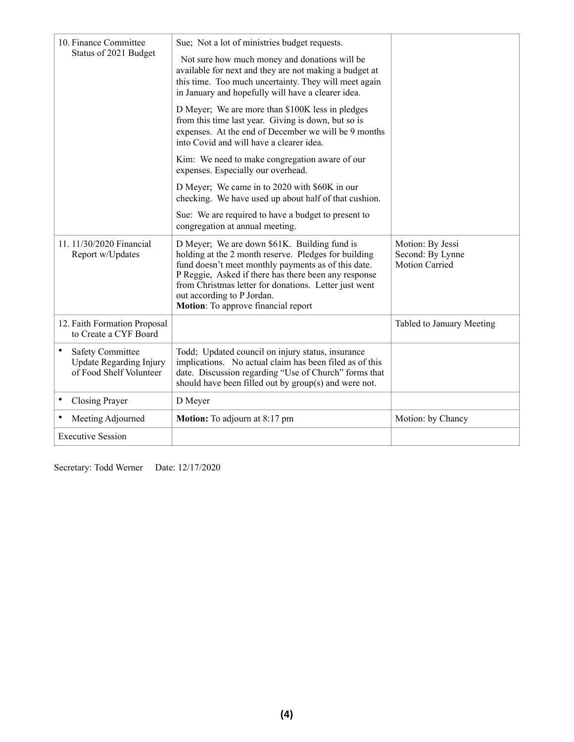| | | |
|---|---|---|
| 10. Finance Committee Status of 2021 Budget | Sue; Not a lot of ministries budget requests.<br><br>Not sure how much money and donations will be available for next and they are not making a budget at this time. Too much uncertainty. They will meet again in January and hopefully will have a clearer idea.<br><br>D Meyer; We are more than $100K less in pledges from this time last year. Giving is down, but so is expenses. At the end of December we will be 9 months into Covid and will have a clearer idea.<br><br>Kim: We need to make congregation aware of our expenses. Especially our overhead.<br><br>D Meyer; We came in to 2020 with $60K in our checking. We have used up about half of that cushion.<br><br>Sue: We are required to have a budget to present to congregation at annual meeting. | |
| 11. 11/30/2020 Financial Report w/Updates | D Meyer; We are down $61K. Building fund is holding at the 2 month reserve. Pledges for building fund doesn't meet monthly payments as of this date. P Reggie, Asked if there has there been any response from Christmas letter for donations. Letter just went out according to P Jordan.<br>**Motion**: To approve financial report | Motion: By Jessi<br>Second: By Lynne<br>Motion Carried |
| 12. Faith Formation Proposal to Create a CYF Board | | Tabled to January Meeting |
| • Safety Committee Update Regarding Injury of Food Shelf Volunteer | Todd; Updated council on injury status, insurance implications. No actual claim has been filed as of this date. Discussion regarding "Use of Church" forms that should have been filled out by group(s) and were not. | |
| • Closing Prayer | D Meyer | |
| • Meeting Adjourned | **Motion:** To adjourn at 8:17 pm | Motion: by Chancy |
| Executive Session | | |

Secretary: Todd Werner Date: 12/17/2020